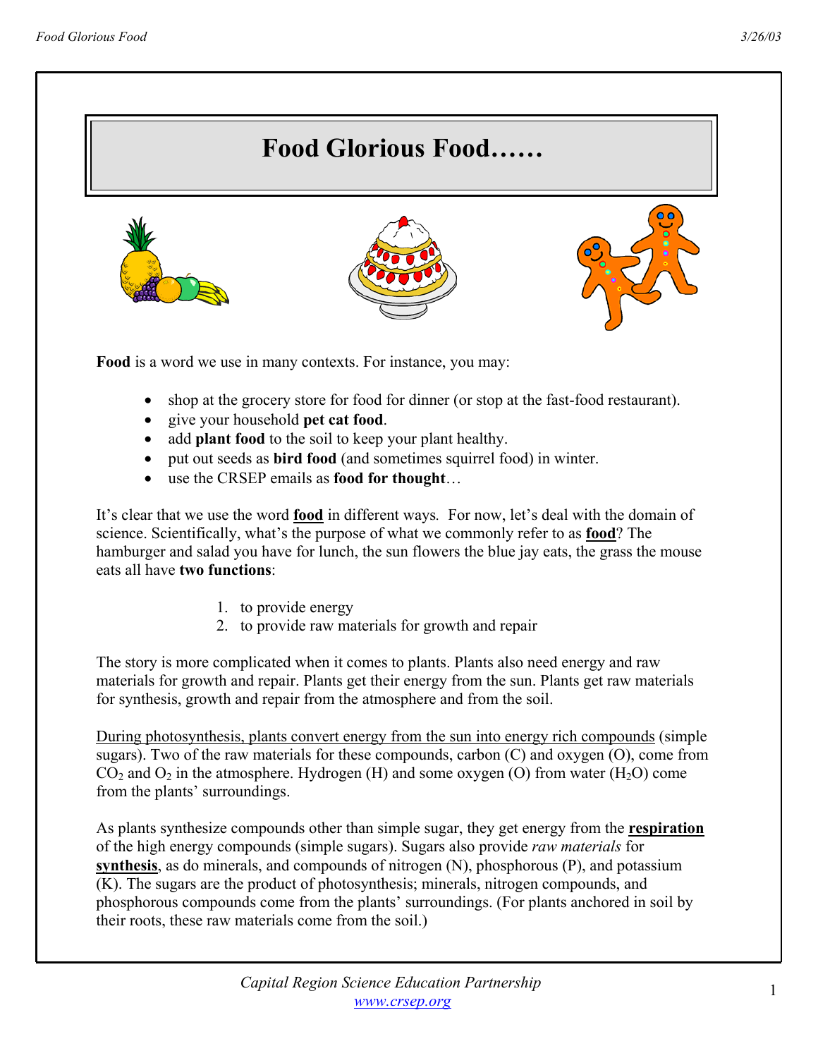# Food Glorious Food……

**Food** is a word we use in many contexts. For instance, you may:

- shop at the grocery store for food for dinner (or stop at the fast-food restaurant).
- give your household **pet cat food**.
- add **plant food** to the soil to keep your plant healthy.
- put out seeds as **bird food** (and sometimes squirrel food) in winter.
- use the CRSEP emails as **food for thought**…

It's clear that we use the word **food** in different ways. For now, let's deal with the domain of science. Scientifically, what's the purpose of what we commonly refer to as **food**? The hamburger and salad you have for lunch, the sun flowers the blue jay eats, the grass the mouse eats all have **two functions**:

1. to provide energy
2. to provide raw materials for growth and repair

The story is more complicated when it comes to plants. Plants also need energy and raw materials for growth and repair. Plants get their energy from the sun. Plants get raw materials for synthesis, growth and repair from the atmosphere and from the soil.

During photosynthesis, plants convert energy from the sun into energy rich compounds (simple sugars). Two of the raw materials for these compounds, carbon (C) and oxygen (O), come from $CO_2$ and $O_2$ in the atmosphere. Hydrogen (H) and some oxygen (O) from water ($H_2O$) come from the plants' surroundings.

As plants synthesize compounds other than simple sugar, they get energy from the **respiration** of the high energy compounds (simple sugars). Sugars also provide *raw materials* for **synthesis**, as do minerals, and compounds of nitrogen (N), phosphorous (P), and potassium (K). The sugars are the product of photosynthesis; minerals, nitrogen compounds, and phosphorous compounds come from the plants' surroundings. (For plants anchored in soil by their roots, these raw materials come from the soil.)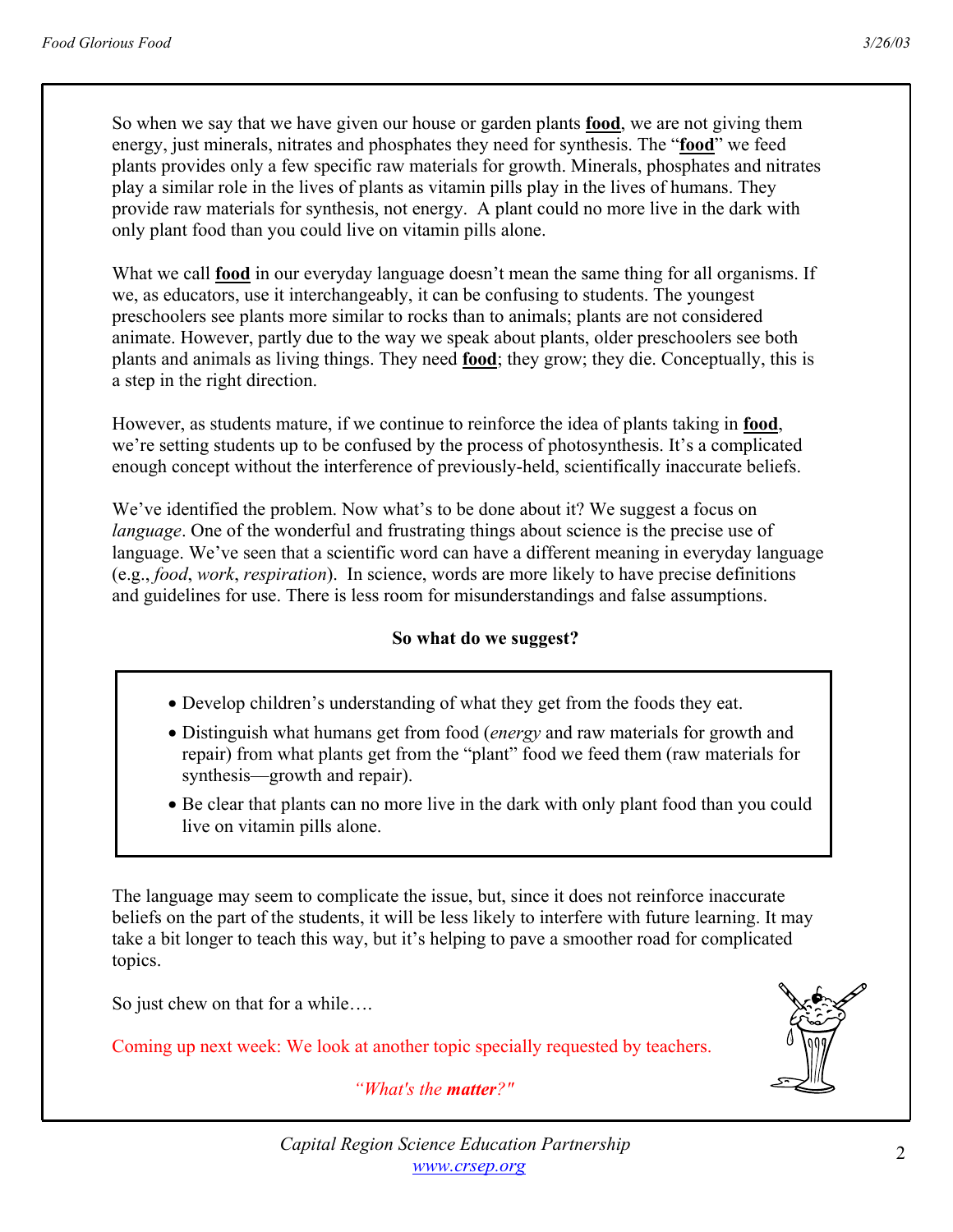So when we say that we have given our house or garden plants **food**, we are not giving them energy, just minerals, nitrates and phosphates they need for synthesis. The "**food**" we feed plants provides only a few specific raw materials for growth. Minerals, phosphates and nitrates play a similar role in the lives of plants as vitamin pills play in the lives of humans. They provide raw materials for synthesis, not energy. A plant could no more live in the dark with only plant food than you could live on vitamin pills alone.

What we call **food** in our everyday language doesn't mean the same thing for all organisms. If we, as educators, use it interchangeably, it can be confusing to students. The youngest preschoolers see plants more similar to rocks than to animals; plants are not considered animate. However, partly due to the way we speak about plants, older preschoolers see both plants and animals as living things. They need **food**; they grow; they die. Conceptually, this is a step in the right direction.

However, as students mature, if we continue to reinforce the idea of plants taking in **food**, we're setting students up to be confused by the process of photosynthesis. It's a complicated enough concept without the interference of previously-held, scientifically inaccurate beliefs.

We've identified the problem. Now what's to be done about it? We suggest a focus on *language*. One of the wonderful and frustrating things about science is the precise use of language. We've seen that a scientific word can have a different meaning in everyday language (e.g., *food*, *work*, *respiration*). In science, words are more likely to have precise definitions and guidelines for use. There is less room for misunderstandings and false assumptions.

**So what do we suggest?**

- Develop children's understanding of what they get from the foods they eat.
- Distinguish what humans get from food (*energy* and raw materials for growth and repair) from what plants get from the "plant" food we feed them (raw materials for synthesis—growth and repair).
- Be clear that plants can no more live in the dark with only plant food than you could live on vitamin pills alone.

The language may seem to complicate the issue, but, since it does not reinforce inaccurate beliefs on the part of the students, it will be less likely to interfere with future learning. It may take a bit longer to teach this way, but it's helping to pave a smoother road for complicated topics.

So just chew on that for a while….

Coming up next week: We look at another topic specially requested by teachers.

*"What's the **matter**?"*

*Capital Region Science Education Partnership*
www.crsep.org